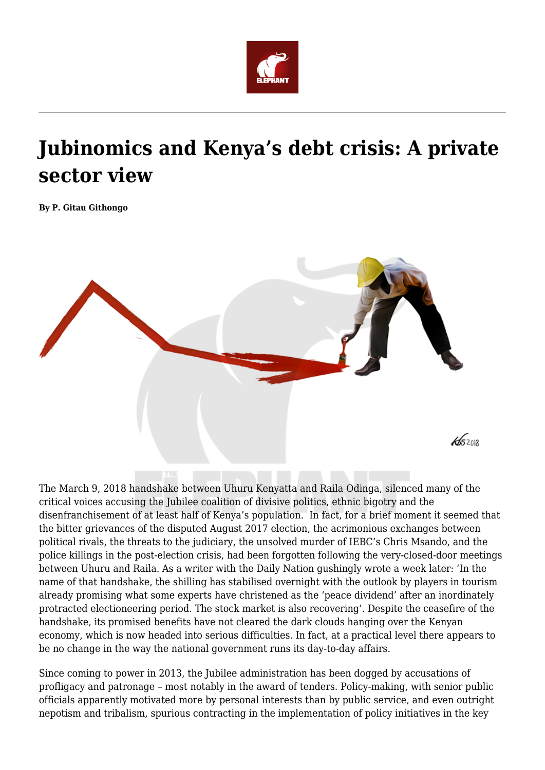# Jubinomics and Kenya's debt crisis: A private sector view

**By P. Gitau Githongo**

The March 9, 2018 handshake between Uhuru Kenyatta and Raila Odinga, silenced many of the critical voices accusing the Jubilee coalition of divisive politics, ethnic bigotry and the disenfranchisement of at least half of Kenya's population. In fact, for a brief moment it seemed that the bitter grievances of the disputed August 2017 election, the acrimonious exchanges between political rivals, the threats to the judiciary, the unsolved murder of IEBC's Chris Msando, and the police killings in the post-election crisis, had been forgotten following the very-closed-door meetings between Uhuru and Raila. As a writer with the Daily Nation gushingly wrote a week later: 'In the name of that handshake, the shilling has stabilised overnight with the outlook by players in tourism already promising what some experts have christened as the 'peace dividend' after an inordinately protracted electioneering period. The stock market is also recovering'. Despite the ceasefire of the handshake, its promised benefits have not cleared the dark clouds hanging over the Kenyan economy, which is now headed into serious difficulties. In fact, at a practical level there appears to be no change in the way the national government runs its day-to-day affairs.

Since coming to power in 2013, the Jubilee administration has been dogged by accusations of profligacy and patronage – most notably in the award of tenders. Policy-making, with senior public officials apparently motivated more by personal interests than by public service, and even outright nepotism and tribalism, spurious contracting in the implementation of policy initiatives in the key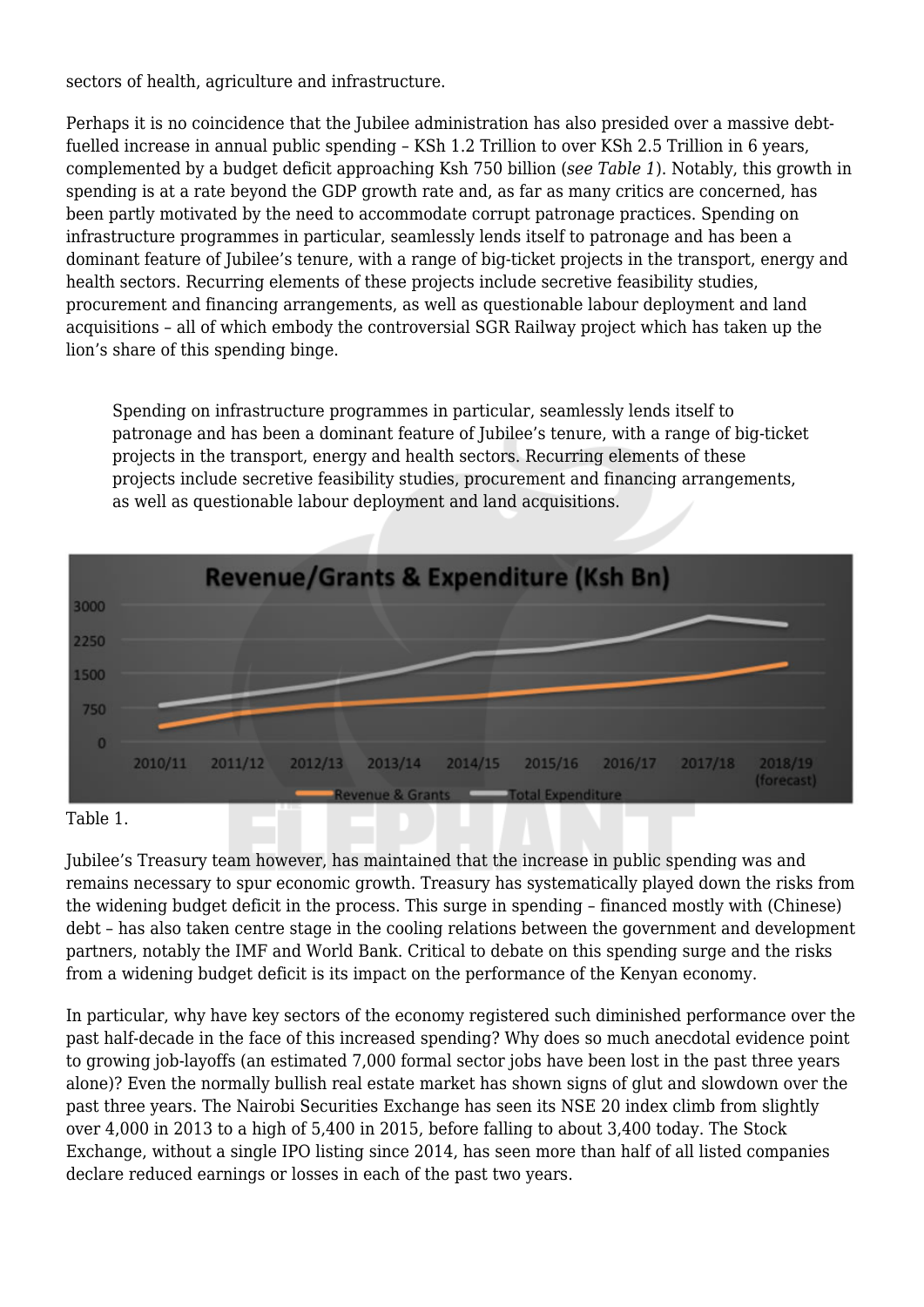sectors of health, agriculture and infrastructure.

Perhaps it is no coincidence that the Jubilee administration has also presided over a massive debt-fuelled increase in annual public spending – KSh 1.2 Trillion to over KSh 2.5 Trillion in 6 years, complemented by a budget deficit approaching Ksh 750 billion (*see Table 1*). Notably, this growth in spending is at a rate beyond the GDP growth rate and, as far as many critics are concerned, has been partly motivated by the need to accommodate corrupt patronage practices. Spending on infrastructure programmes in particular, seamlessly lends itself to patronage and has been a dominant feature of Jubilee's tenure, with a range of big-ticket projects in the transport, energy and health sectors. Recurring elements of these projects include secretive feasibility studies, procurement and financing arrangements, as well as questionable labour deployment and land acquisitions – all of which embody the controversial SGR Railway project which has taken up the lion's share of this spending binge.

> Spending on infrastructure programmes in particular, seamlessly lends itself to patronage and has been a dominant feature of Jubilee's tenure, with a range of big-ticket projects in the transport, energy and health sectors. Recurring elements of these projects include secretive feasibility studies, procurement and financing arrangements, as well as questionable labour deployment and land acquisitions.

Table 1.

Jubilee's Treasury team however, has maintained that the increase in public spending was and remains necessary to spur economic growth. Treasury has systematically played down the risks from the widening budget deficit in the process. This surge in spending – financed mostly with (Chinese) debt – has also taken centre stage in the cooling relations between the government and development partners, notably the IMF and World Bank. Critical to debate on this spending surge and the risks from a widening budget deficit is its impact on the performance of the Kenyan economy.

In particular, why have key sectors of the economy registered such diminished performance over the past half-decade in the face of this increased spending? Why does so much anecdotal evidence point to growing job-layoffs (an estimated 7,000 formal sector jobs have been lost in the past three years alone)? Even the normally bullish real estate market has shown signs of glut and slowdown over the past three years. The Nairobi Securities Exchange has seen its NSE 20 index climb from slightly over 4,000 in 2013 to a high of 5,400 in 2015, before falling to about 3,400 today. The Stock Exchange, without a single IPO listing since 2014, has seen more than half of all listed companies declare reduced earnings or losses in each of the past two years.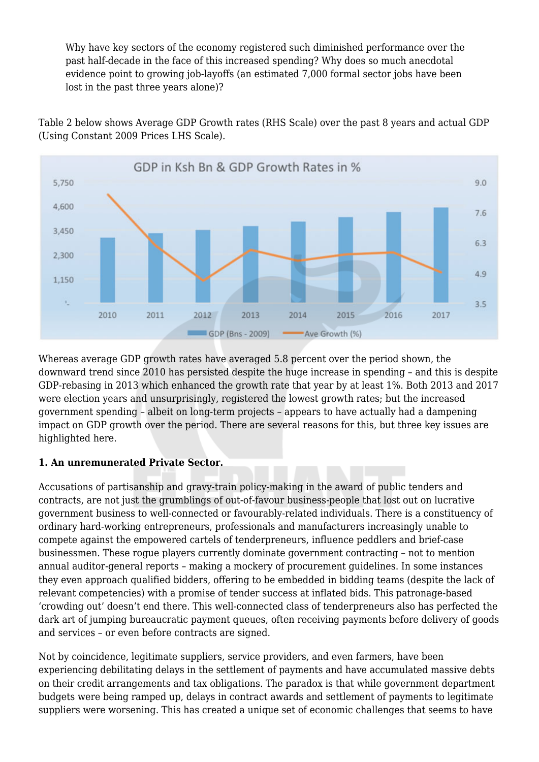Why have key sectors of the economy registered such diminished performance over the past half-decade in the face of this increased spending? Why does so much anecdotal evidence point to growing job-layoffs (an estimated 7,000 formal sector jobs have been lost in the past three years alone)?

Table 2 below shows Average GDP Growth rates (RHS Scale) over the past 8 years and actual GDP (Using Constant 2009 Prices LHS Scale).

Whereas average GDP growth rates have averaged 5.8 percent over the period shown, the downward trend since 2010 has persisted despite the huge increase in spending – and this is despite GDP-rebasing in 2013 which enhanced the growth rate that year by at least 1%. Both 2013 and 2017 were election years and unsurprisingly, registered the lowest growth rates; but the increased government spending – albeit on long-term projects – appears to have actually had a dampening impact on GDP growth over the period. There are several reasons for this, but three key issues are highlighted here.

**1. An unremunerated Private Sector.**

Accusations of partisanship and gravy-train policy-making in the award of public tenders and contracts, are not just the grumblings of out-of-favour business-people that lost out on lucrative government business to well-connected or favourably-related individuals. There is a constituency of ordinary hard-working entrepreneurs, professionals and manufacturers increasingly unable to compete against the empowered cartels of tenderpreneurs, influence peddlers and brief-case businessmen. These rogue players currently dominate government contracting – not to mention annual auditor-general reports – making a mockery of procurement guidelines. In some instances they even approach qualified bidders, offering to be embedded in bidding teams (despite the lack of relevant competencies) with a promise of tender success at inflated bids. This patronage-based 'crowding out' doesn't end there. This well-connected class of tenderpreneurs also has perfected the dark art of jumping bureaucratic payment queues, often receiving payments before delivery of goods and services – or even before contracts are signed.

Not by coincidence, legitimate suppliers, service providers, and even farmers, have been experiencing debilitating delays in the settlement of payments and have accumulated massive debts on their credit arrangements and tax obligations. The paradox is that while government department budgets were being ramped up, delays in contract awards and settlement of payments to legitimate suppliers were worsening. This has created a unique set of economic challenges that seems to have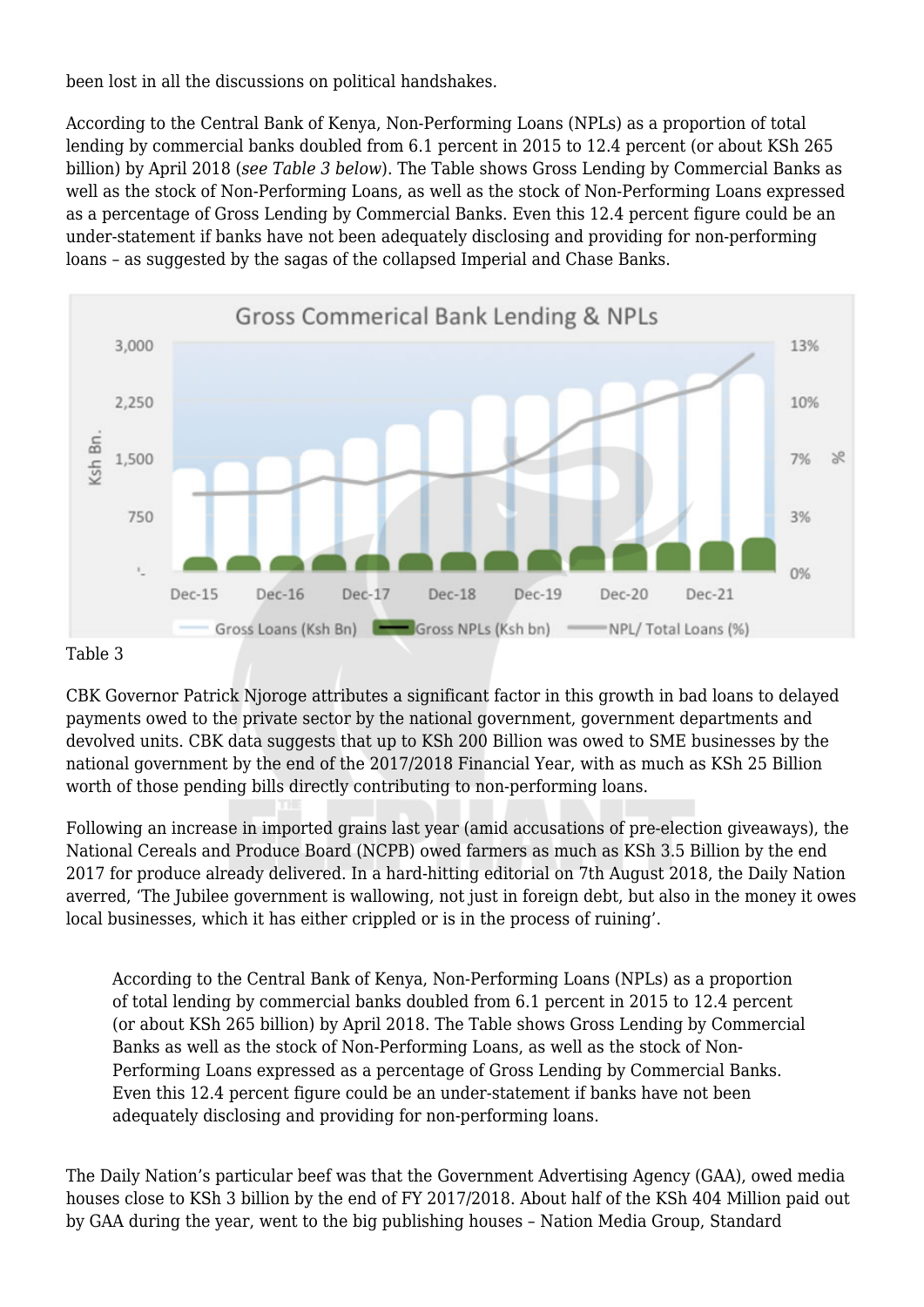been lost in all the discussions on political handshakes.

According to the Central Bank of Kenya, Non-Performing Loans (NPLs) as a proportion of total lending by commercial banks doubled from 6.1 percent in 2015 to 12.4 percent (or about KSh 265 billion) by April 2018 (*see Table 3 below*). The Table shows Gross Lending by Commercial Banks as well as the stock of Non-Performing Loans, as well as the stock of Non-Performing Loans expressed as a percentage of Gross Lending by Commercial Banks. Even this 12.4 percent figure could be an under-statement if banks have not been adequately disclosing and providing for non-performing loans – as suggested by the sagas of the collapsed Imperial and Chase Banks.

Table 3

CBK Governor Patrick Njoroge attributes a significant factor in this growth in bad loans to delayed payments owed to the private sector by the national government, government departments and devolved units. CBK data suggests that up to KSh 200 Billion was owed to SME businesses by the national government by the end of the 2017/2018 Financial Year, with as much as KSh 25 Billion worth of those pending bills directly contributing to non-performing loans.

Following an increase in imported grains last year (amid accusations of pre-election giveaways), the National Cereals and Produce Board (NCPB) owed farmers as much as KSh 3.5 Billion by the end 2017 for produce already delivered. In a hard-hitting editorial on 7th August 2018, the Daily Nation averred, 'The Jubilee government is wallowing, not just in foreign debt, but also in the money it owes local businesses, which it has either crippled or is in the process of ruining'.

> According to the Central Bank of Kenya, Non-Performing Loans (NPLs) as a proportion of total lending by commercial banks doubled from 6.1 percent in 2015 to 12.4 percent (or about KSh 265 billion) by April 2018. The Table shows Gross Lending by Commercial Banks as well as the stock of Non-Performing Loans, as well as the stock of Non-Performing Loans expressed as a percentage of Gross Lending by Commercial Banks. Even this 12.4 percent figure could be an under-statement if banks have not been adequately disclosing and providing for non-performing loans.

The Daily Nation's particular beef was that the Government Advertising Agency (GAA), owed media houses close to KSh 3 billion by the end of FY 2017/2018. About half of the KSh 404 Million paid out by GAA during the year, went to the big publishing houses – Nation Media Group, Standard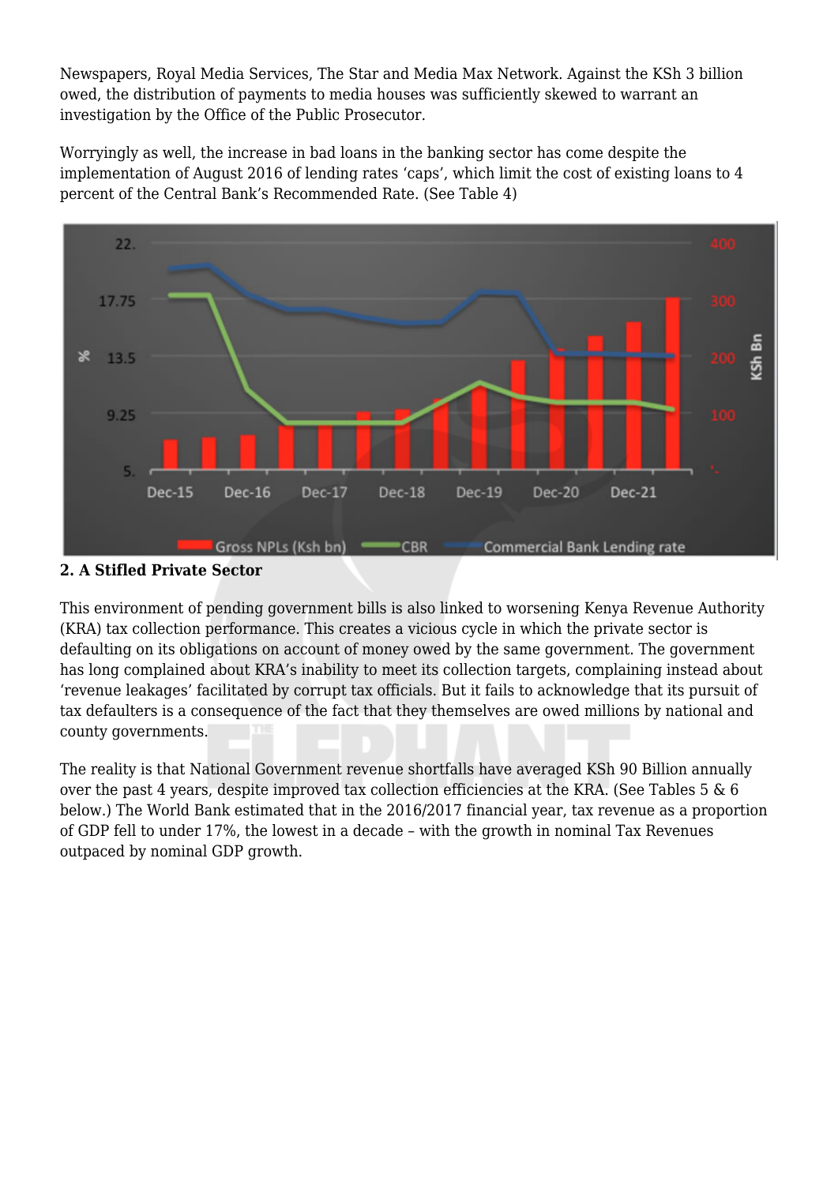Newspapers, Royal Media Services, The Star and Media Max Network. Against the KSh 3 billion owed, the distribution of payments to media houses was sufficiently skewed to warrant an investigation by the Office of the Public Prosecutor.

Worryingly as well, the increase in bad loans in the banking sector has come despite the implementation of August 2016 of lending rates 'caps', which limit the cost of existing loans to 4 percent of the Central Bank's Recommended Rate. (See Table 4)

**2. A Stifled Private Sector**

This environment of pending government bills is also linked to worsening Kenya Revenue Authority (KRA) tax collection performance. This creates a vicious cycle in which the private sector is defaulting on its obligations on account of money owed by the same government. The government has long complained about KRA's inability to meet its collection targets, complaining instead about 'revenue leakages' facilitated by corrupt tax officials. But it fails to acknowledge that its pursuit of tax defaulters is a consequence of the fact that they themselves are owed millions by national and county governments.

The reality is that National Government revenue shortfalls have averaged KSh 90 Billion annually over the past 4 years, despite improved tax collection efficiencies at the KRA. (See Tables 5 & 6 below.) The World Bank estimated that in the 2016/2017 financial year, tax revenue as a proportion of GDP fell to under 17%, the lowest in a decade – with the growth in nominal Tax Revenues outpaced by nominal GDP growth.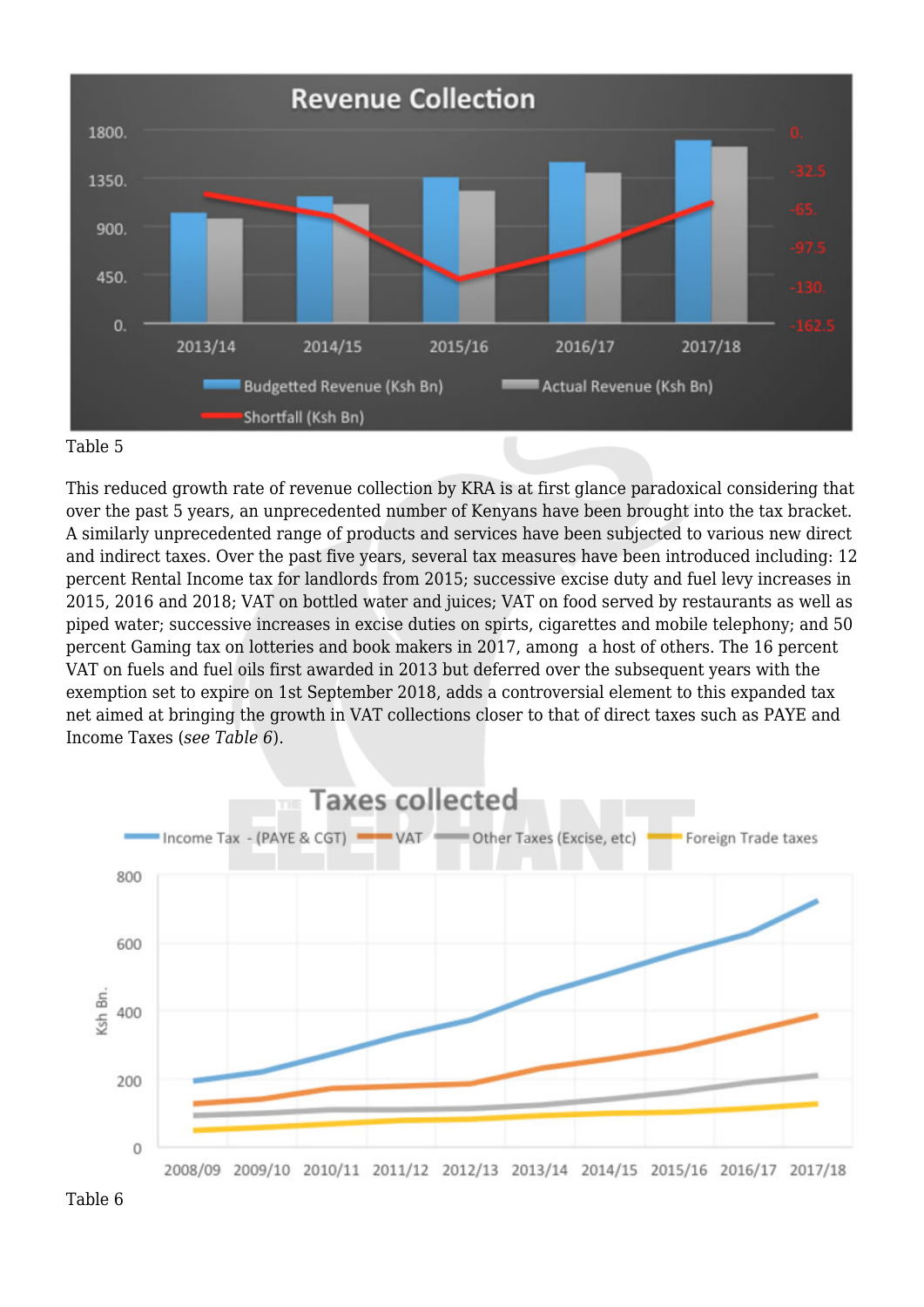Table 5

This reduced growth rate of revenue collection by KRA is at first glance paradoxical considering that over the past 5 years, an unprecedented number of Kenyans have been brought into the tax bracket. A similarly unprecedented range of products and services have been subjected to various new direct and indirect taxes. Over the past five years, several tax measures have been introduced including: 12 percent Rental Income tax for landlords from 2015; successive excise duty and fuel levy increases in 2015, 2016 and 2018; VAT on bottled water and juices; VAT on food served by restaurants as well as piped water; successive increases in excise duties on spirts, cigarettes and mobile telephony; and 50 percent Gaming tax on lotteries and book makers in 2017, among a host of others. The 16 percent VAT on fuels and fuel oils first awarded in 2013 but deferred over the subsequent years with the exemption set to expire on 1st September 2018, adds a controversial element to this expanded tax net aimed at bringing the growth in VAT collections closer to that of direct taxes such as PAYE and Income Taxes (*see Table 6*).

Table 6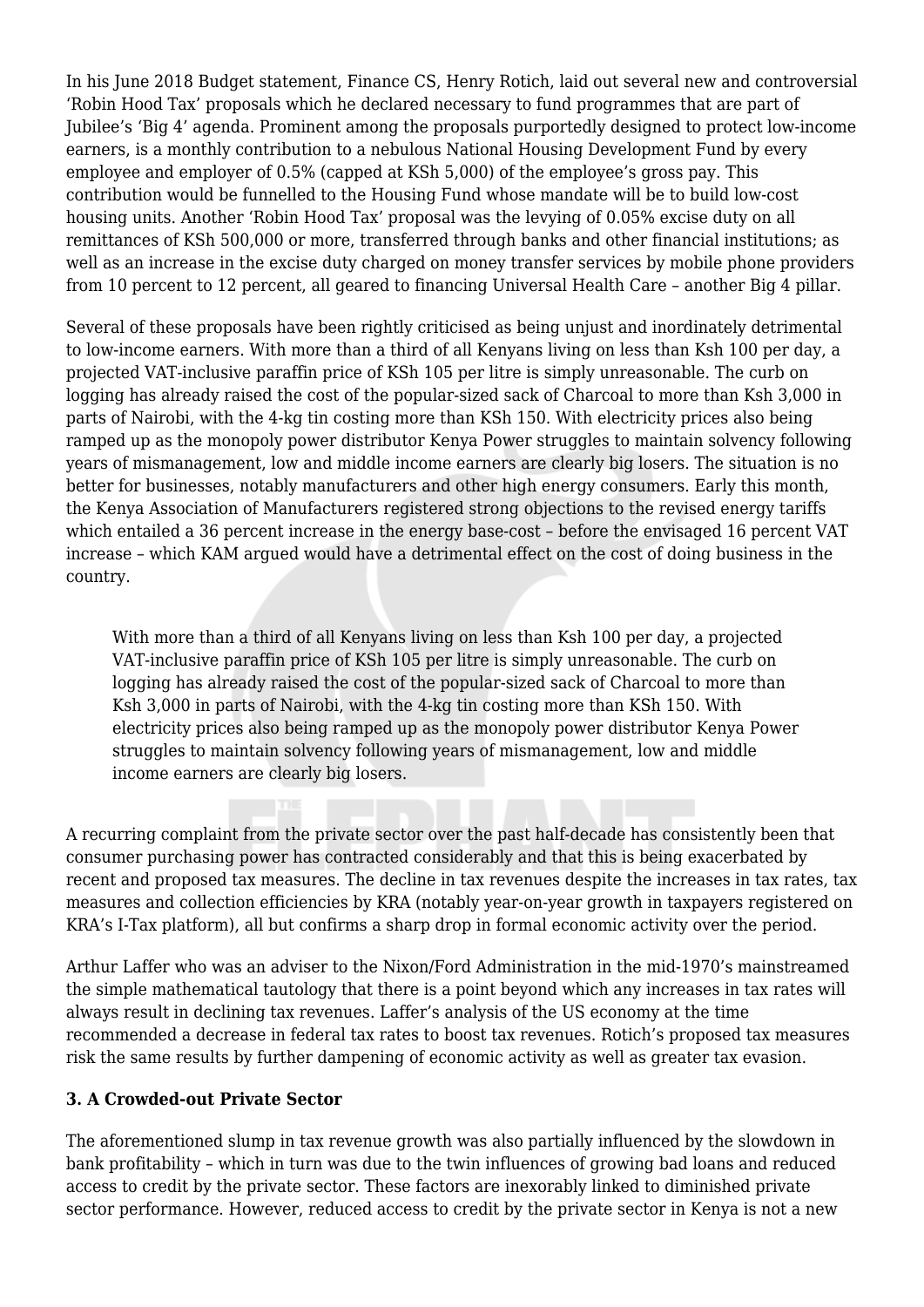In his June 2018 Budget statement, Finance CS, Henry Rotich, laid out several new and controversial 'Robin Hood Tax' proposals which he declared necessary to fund programmes that are part of Jubilee's 'Big 4' agenda. Prominent among the proposals purportedly designed to protect low-income earners, is a monthly contribution to a nebulous National Housing Development Fund by every employee and employer of 0.5% (capped at KSh 5,000) of the employee's gross pay. This contribution would be funnelled to the Housing Fund whose mandate will be to build low-cost housing units. Another 'Robin Hood Tax' proposal was the levying of 0.05% excise duty on all remittances of KSh 500,000 or more, transferred through banks and other financial institutions; as well as an increase in the excise duty charged on money transfer services by mobile phone providers from 10 percent to 12 percent, all geared to financing Universal Health Care – another Big 4 pillar.

Several of these proposals have been rightly criticised as being unjust and inordinately detrimental to low-income earners. With more than a third of all Kenyans living on less than Ksh 100 per day, a projected VAT-inclusive paraffin price of KSh 105 per litre is simply unreasonable. The curb on logging has already raised the cost of the popular-sized sack of Charcoal to more than Ksh 3,000 in parts of Nairobi, with the 4-kg tin costing more than KSh 150. With electricity prices also being ramped up as the monopoly power distributor Kenya Power struggles to maintain solvency following years of mismanagement, low and middle income earners are clearly big losers. The situation is no better for businesses, notably manufacturers and other high energy consumers. Early this month, the Kenya Association of Manufacturers registered strong objections to the revised energy tariffs which entailed a 36 percent increase in the energy base-cost – before the envisaged 16 percent VAT increase – which KAM argued would have a detrimental effect on the cost of doing business in the country.

> With more than a third of all Kenyans living on less than Ksh 100 per day, a projected VAT-inclusive paraffin price of KSh 105 per litre is simply unreasonable. The curb on logging has already raised the cost of the popular-sized sack of Charcoal to more than Ksh 3,000 in parts of Nairobi, with the 4-kg tin costing more than KSh 150. With electricity prices also being ramped up as the monopoly power distributor Kenya Power struggles to maintain solvency following years of mismanagement, low and middle income earners are clearly big losers.

A recurring complaint from the private sector over the past half-decade has consistently been that consumer purchasing power has contracted considerably and that this is being exacerbated by recent and proposed tax measures. The decline in tax revenues despite the increases in tax rates, tax measures and collection efficiencies by KRA (notably year-on-year growth in taxpayers registered on KRA's I-Tax platform), all but confirms a sharp drop in formal economic activity over the period.

Arthur Laffer who was an adviser to the Nixon/Ford Administration in the mid-1970's mainstreamed the simple mathematical tautology that there is a point beyond which any increases in tax rates will always result in declining tax revenues. Laffer's analysis of the US economy at the time recommended a decrease in federal tax rates to boost tax revenues. Rotich's proposed tax measures risk the same results by further dampening of economic activity as well as greater tax evasion.

### 3. A Crowded-out Private Sector

The aforementioned slump in tax revenue growth was also partially influenced by the slowdown in bank profitability – which in turn was due to the twin influences of growing bad loans and reduced access to credit by the private sector. These factors are inexorably linked to diminished private sector performance. However, reduced access to credit by the private sector in Kenya is not a new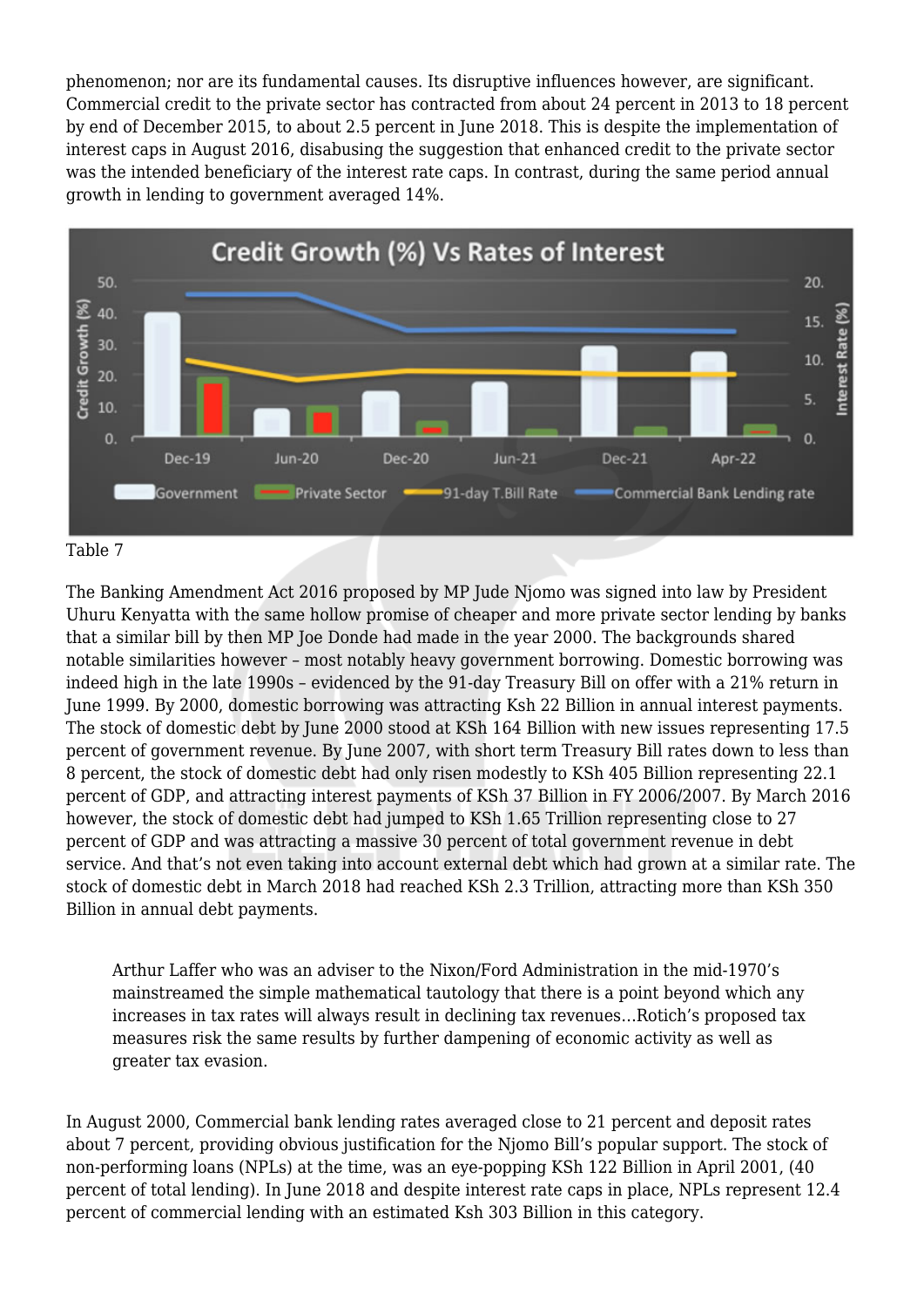phenomenon; nor are its fundamental causes. Its disruptive influences however, are significant. Commercial credit to the private sector has contracted from about 24 percent in 2013 to 18 percent by end of December 2015, to about 2.5 percent in June 2018. This is despite the implementation of interest caps in August 2016, disabusing the suggestion that enhanced credit to the private sector was the intended beneficiary of the interest rate caps. In contrast, during the same period annual growth in lending to government averaged 14%.

Table 7

The Banking Amendment Act 2016 proposed by MP Jude Njomo was signed into law by President Uhuru Kenyatta with the same hollow promise of cheaper and more private sector lending by banks that a similar bill by then MP Joe Donde had made in the year 2000. The backgrounds shared notable similarities however – most notably heavy government borrowing. Domestic borrowing was indeed high in the late 1990s – evidenced by the 91-day Treasury Bill on offer with a 21% return in June 1999. By 2000, domestic borrowing was attracting Ksh 22 Billion in annual interest payments. The stock of domestic debt by June 2000 stood at KSh 164 Billion with new issues representing 17.5 percent of government revenue. By June 2007, with short term Treasury Bill rates down to less than 8 percent, the stock of domestic debt had only risen modestly to KSh 405 Billion representing 22.1 percent of GDP, and attracting interest payments of KSh 37 Billion in FY 2006/2007. By March 2016 however, the stock of domestic debt had jumped to KSh 1.65 Trillion representing close to 27 percent of GDP and was attracting a massive 30 percent of total government revenue in debt service. And that's not even taking into account external debt which had grown at a similar rate. The stock of domestic debt in March 2018 had reached KSh 2.3 Trillion, attracting more than KSh 350 Billion in annual debt payments.

> Arthur Laffer who was an adviser to the Nixon/Ford Administration in the mid-1970's mainstreamed the simple mathematical tautology that there is a point beyond which any increases in tax rates will always result in declining tax revenues…Rotich's proposed tax measures risk the same results by further dampening of economic activity as well as greater tax evasion.

In August 2000, Commercial bank lending rates averaged close to 21 percent and deposit rates about 7 percent, providing obvious justification for the Njomo Bill's popular support. The stock of non-performing loans (NPLs) at the time, was an eye-popping KSh 122 Billion in April 2001, (40 percent of total lending). In June 2018 and despite interest rate caps in place, NPLs represent 12.4 percent of commercial lending with an estimated Ksh 303 Billion in this category.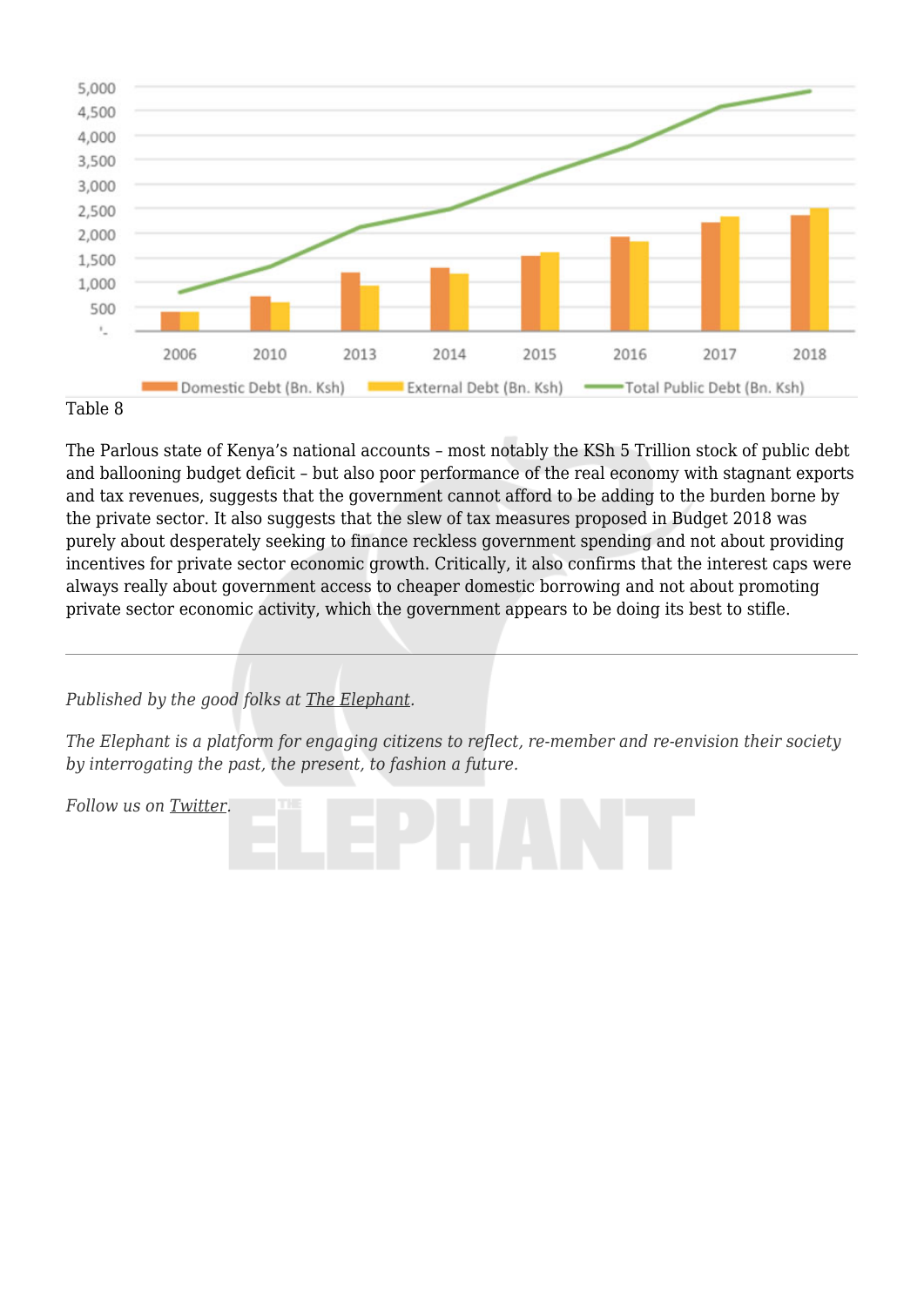5,000
4,500
4,000
3,500
3,000
2,500
2,000
1,500
1,000
500
-

2006 2010 2013 2014 2015 2016 2017 2018

Domestic Debt (Bn. Ksh) External Debt (Bn. Ksh) Total Public Debt (Bn. Ksh)

Table 8

The Parlous state of Kenya's national accounts – most notably the KSh 5 Trillion stock of public debt and ballooning budget deficit – but also poor performance of the real economy with stagnant exports and tax revenues, suggests that the government cannot afford to be adding to the burden borne by the private sector. It also suggests that the slew of tax measures proposed in Budget 2018 was purely about desperately seeking to finance reckless government spending and not about providing incentives for private sector economic growth. Critically, it also confirms that the interest caps were always really about government access to cheaper domestic borrowing and not about promoting private sector economic activity, which the government appears to be doing its best to stifle.

---

*Published by the good folks at The Elephant.*

*The Elephant is a platform for engaging citizens to reflect, re-member and re-envision their society by interrogating the past, the present, to fashion a future.*

*Follow us on Twitter.*